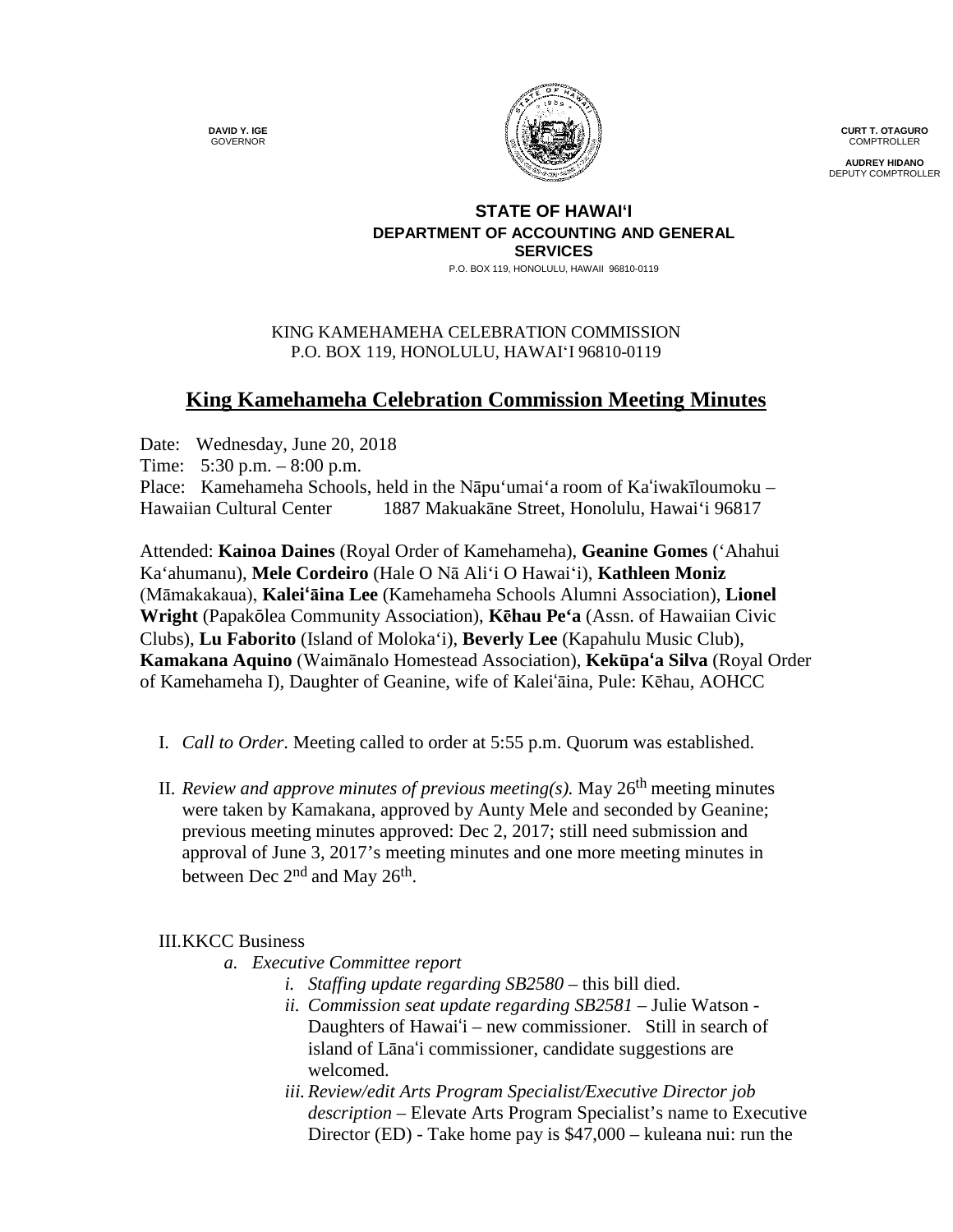**DAVID Y. IGE**
GOVERNOR

**CURT T. OTAGURO**
COMPTROLLER

**AUDREY HIDANO**
DEPUTY COMPTROLLER

**STATE OF HAWAIʻI**
**DEPARTMENT OF ACCOUNTING AND GENERAL SERVICES**
P.O. BOX 119, HONOLULU, HAWAII 96810-0119

KING KAMEHAMEHA CELEBRATION COMMISSION
P.O. BOX 119, HONOLULU, HAWAIʻI 96810-0119

# King Kamehameha Celebration Commission Meeting Minutes

Date: Wednesday, June 20, 2018
Time: 5:30 p.m. – 8:00 p.m.
Place: Kamehameha Schools, held in the Nāpuʻumaiʻa room of Kaʻiwakīloumoku – Hawaiian Cultural Center 1887 Makuakāne Street, Honolulu, Hawaiʻi 96817

Attended: **Kainoa Daines** (Royal Order of Kamehameha), **Geanine Gomes** (ʻAhahui Kaʻahumanu), **Mele Cordeiro** (Hale O Nā Aliʻi O Hawaiʻi), **Kathleen Moniz** (Māmakakaua), **Kaleiʻāina Lee** (Kamehameha Schools Alumni Association), **Lionel Wright** (Papakōlea Community Association), **Kēhau Peʻa** (Assn. of Hawaiian Civic Clubs), **Lu Faborito** (Island of Molokaʻi), **Beverly Lee** (Kapahulu Music Club), **Kamakana Aquino** (Waimānalo Homestead Association), **Kekūpaʻa Silva** (Royal Order of Kamehameha I), Daughter of Geanine, wife of Kaleiʻāina, Pule: Kēhau, AOHCC

I. *Call to Order*. Meeting called to order at 5:55 p.m. Quorum was established.

II. *Review and approve minutes of previous meeting(s).* May 26th meeting minutes were taken by Kamakana, approved by Aunty Mele and seconded by Geanine; previous meeting minutes approved: Dec 2, 2017; still need submission and approval of June 3, 2017's meeting minutes and one more meeting minutes in between Dec 2nd and May 26th.

III. KKCC Business

a. *Executive Committee report*

i. *Staffing update regarding SB2580* – this bill died.

ii. *Commission seat update regarding SB2581* – Julie Watson - Daughters of Hawaiʻi – new commissioner. Still in search of island of Lānaʻi commissioner, candidate suggestions are welcomed.

iii. *Review/edit Arts Program Specialist/Executive Director job description* – Elevate Arts Program Specialist's name to Executive Director (ED) - Take home pay is $47,000 – kuleana nui: run the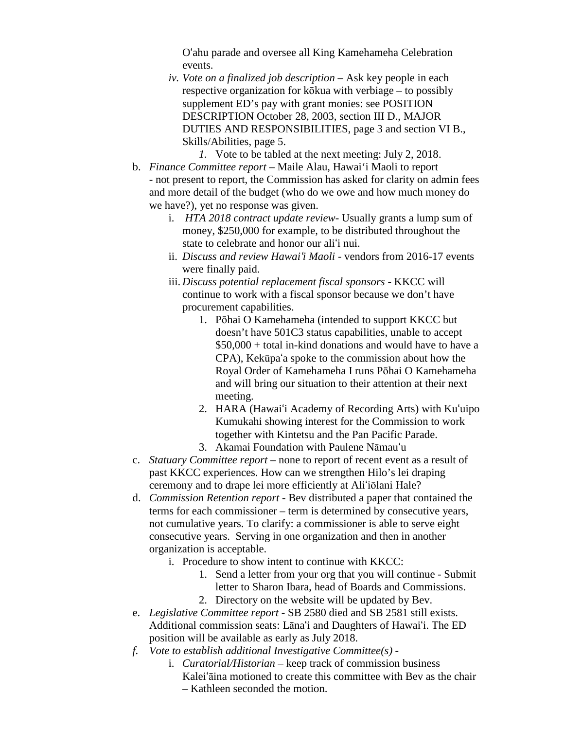Oʻahu parade and oversee all King Kamehameha Celebration events.

iv. *Vote on a finalized job description* – Ask key people in each respective organization for kōkua with verbiage – to possibly supplement ED's pay with grant monies: see POSITION DESCRIPTION October 28, 2003, section III D., MAJOR DUTIES AND RESPONSIBILITIES, page 3 and section VI B., Skills/Abilities, page 5.

   1. Vote to be tabled at the next meeting: July 2, 2018.

b. *Finance Committee report* – Maile Alau, Hawaiʻi Maoli to report - not present to report, the Commission has asked for clarity on admin fees and more detail of the budget (who do we owe and how much money do we have?), yet no response was given.

   i. *HTA 2018 contract update review*- Usually grants a lump sum of money, $250,000 for example, to be distributed throughout the state to celebrate and honor our aliʻi nui.

   ii. *Discuss and review Hawaiʻi Maoli* - vendors from 2016-17 events were finally paid.

   iii. *Discuss potential replacement fiscal sponsors* - KKCC will continue to work with a fiscal sponsor because we don't have procurement capabilities.

      1. Pōhai O Kamehameha (intended to support KKCC but doesn't have 501C3 status capabilities, unable to accept $50,000 + total in-kind donations and would have to have a CPA), Kekūpaʻa spoke to the commission about how the Royal Order of Kamehameha I runs Pōhai O Kamehameha and will bring our situation to their attention at their next meeting.
      2. HARA (Hawaiʻi Academy of Recording Arts) with Kuʻuipo Kumukahi showing interest for the Commission to work together with Kintetsu and the Pan Pacific Parade.
      3. Akamai Foundation with Paulene Nāmauʻu

c. *Statuary Committee report* – none to report of recent event as a result of past KKCC experiences. How can we strengthen Hilo's lei draping ceremony and to drape lei more efficiently at Aliʻiōlani Hale?

d. *Commission Retention report* - Bev distributed a paper that contained the terms for each commissioner – term is determined by consecutive years, not cumulative years. To clarify: a commissioner is able to serve eight consecutive years. Serving in one organization and then in another organization is acceptable.

   i. Procedure to show intent to continue with KKCC:

      1. Send a letter from your org that you will continue - Submit letter to Sharon Ibara, head of Boards and Commissions.
      2. Directory on the website will be updated by Bev.

e. *Legislative Committee report* - SB 2580 died and SB 2581 still exists. Additional commission seats: Lānaʻi and Daughters of Hawaiʻi. The ED position will be available as early as July 2018.

f. *Vote to establish additional Investigative Committee(s)* -

   i. *Curatorial/Historian* – keep track of commission business Kaleiʻāina motioned to create this committee with Bev as the chair – Kathleen seconded the motion.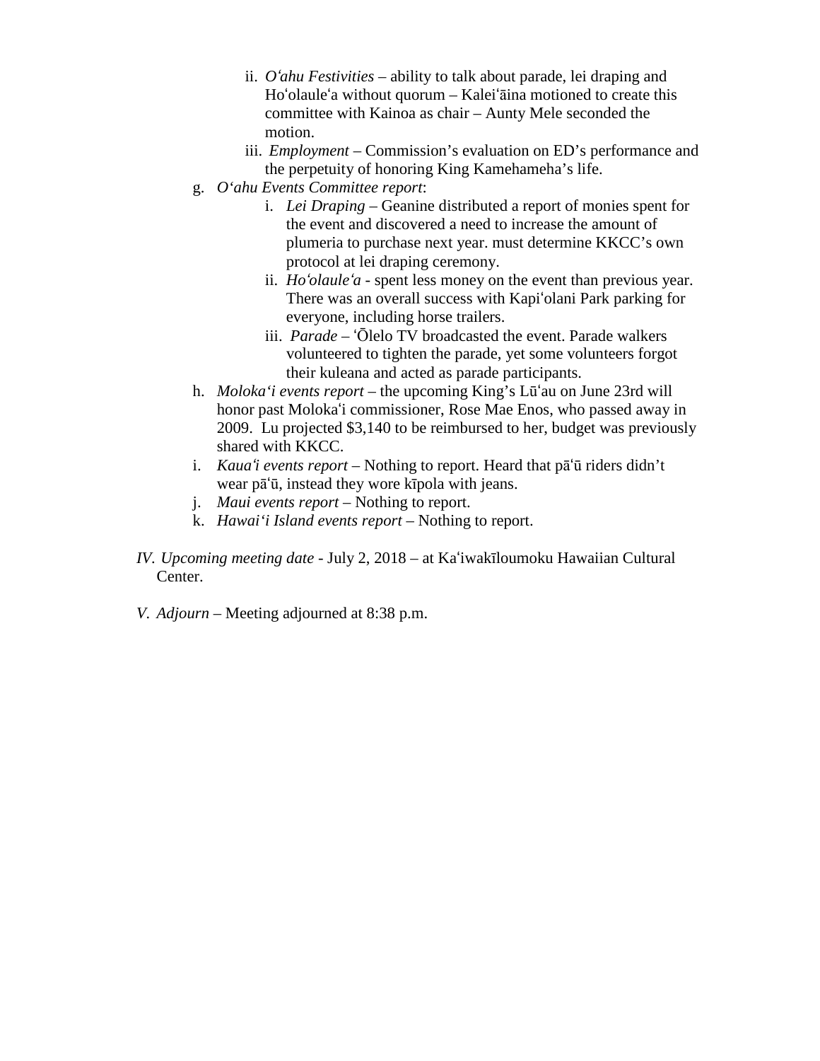ii. *Oʻahu Festivities* – ability to talk about parade, lei draping and Hoʻolauleʻa without quorum – Kaleiʻāina motioned to create this committee with Kainoa as chair – Aunty Mele seconded the motion.
   iii. *Employment* – Commission's evaluation on ED's performance and the perpetuity of honoring King Kamehameha's life.

g. *Oʻahu Events Committee report*:
   i. *Lei Draping* – Geanine distributed a report of monies spent for the event and discovered a need to increase the amount of plumeria to purchase next year. must determine KKCC's own protocol at lei draping ceremony.
   ii. *Hoʻolauleʻa* - spent less money on the event than previous year. There was an overall success with Kapiʻolani Park parking for everyone, including horse trailers.
   iii. *Parade* – ʻŌlelo TV broadcasted the event. Parade walkers volunteered to tighten the parade, yet some volunteers forgot their kuleana and acted as parade participants.

h. *Molokaʻi events report* – the upcoming King's Lūʻau on June 23rd will honor past Molokaʻi commissioner, Rose Mae Enos, who passed away in 2009. Lu projected $3,140 to be reimbursed to her, budget was previously shared with KKCC.

i. *Kauaʻi events report* – Nothing to report. Heard that pāʻū riders didn't wear pāʻū, instead they wore kīpola with jeans.

j. *Maui events report* – Nothing to report.

k. *Hawaiʻi Island events report* – Nothing to report.

IV. *Upcoming meeting date* - July 2, 2018 – at Kaʻiwakīloumoku Hawaiian Cultural Center.

V. *Adjourn* – Meeting adjourned at 8:38 p.m.